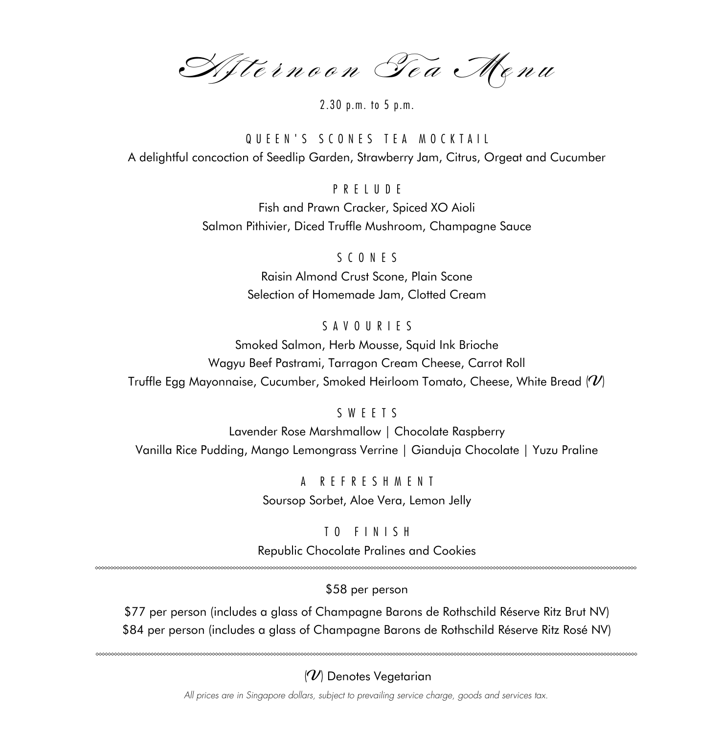# Afternoon Tea Menu

2.30 p.m. to 5 p.m.

## QUEEN'S SCONES TEA MOCKTAIL

A delightful concoction of Seedlip Garden, Strawberry Jam, Citrus, Orgeat and Cucumber

## PRELUDE

Fish and Prawn Cracker, Spiced XO Aioli

Salmon Pithivier, Diced Truffle Mushroom, Champagne Sauce

## SCONES

Raisin Almond Crust Scone, Plain Scone

Selection of Homemade Jam, Clotted Cream

## SAVOURIES

Smoked Salmon, Herb Mousse, Squid Ink Brioche

Wagyu Beef Pastrami, Tarragon Cream Cheese, Carrot Roll

Truffle Egg Mayonnaise, Cucumber, Smoked Heirloom Tomato, Cheese, White Bread (V)

## SWEETS

Lavender Rose Marshmallow | Chocolate Raspberry

Vanilla Rice Pudding, Mango Lemongrass Verrine | Gianduja Chocolate | Yuzu Praline

## A REFRESHMENT

Soursop Sorbet, Aloe Vera, Lemon Jelly

## TO FINISH

Republic Chocolate Pralines and Cookies

---

$58 per person

$77 per person (includes a glass of Champagne Barons de Rothschild Réserve Ritz Brut NV)

$84 per person (includes a glass of Champagne Barons de Rothschild Réserve Ritz Rosé NV)

---

(V) Denotes Vegetarian

*All prices are in Singapore dollars, subject to prevailing service charge, goods and services tax.*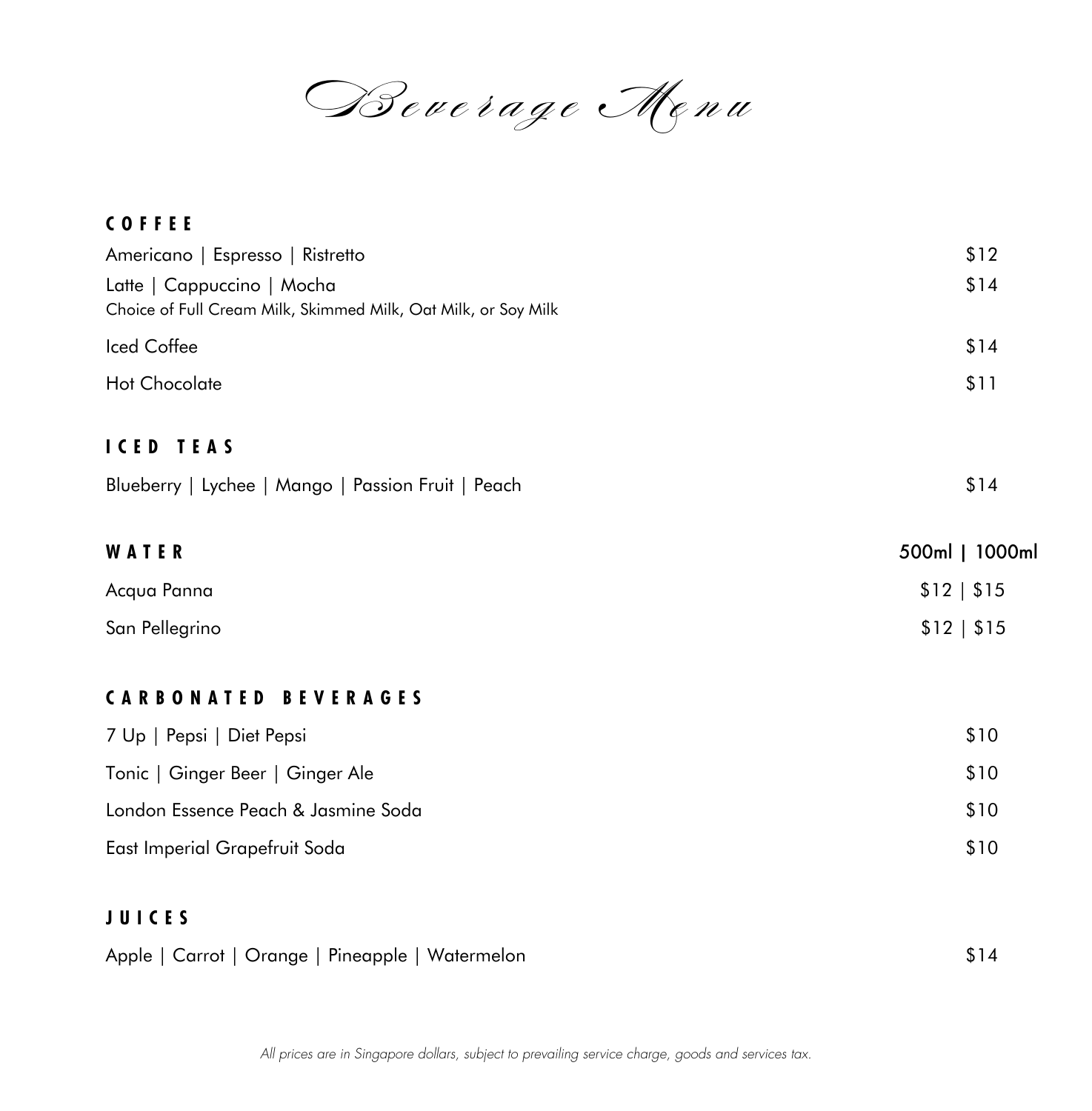# Beverage Menu

## COFFEE

| | |
|---|---|
| Americano \| Espresso \| Ristretto | $12 |
| Latte \| Cappuccino \| Mocha<br>Choice of Full Cream Milk, Skimmed Milk, Oat Milk, or Soy Milk | $14 |
| Iced Coffee | $14 |
| Hot Chocolate | $11 |

## ICED TEAS

| | |
|---|---|
| Blueberry \| Lychee \| Mango \| Passion Fruit \| Peach | $14 |

## WATER

| | 500ml \| 1000ml |
|---|---|
| Acqua Panna | $12 \| $15 |
| San Pellegrino | $12 \| $15 |

## CARBONATED BEVERAGES

| | |
|---|---|
| 7 Up \| Pepsi \| Diet Pepsi | $10 |
| Tonic \| Ginger Beer \| Ginger Ale | $10 |
| London Essence Peach & Jasmine Soda | $10 |
| East Imperial Grapefruit Soda | $10 |

## JUICES

| | |
|---|---|
| Apple \| Carrot \| Orange \| Pineapple \| Watermelon | $14 |

*All prices are in Singapore dollars, subject to prevailing service charge, goods and services tax.*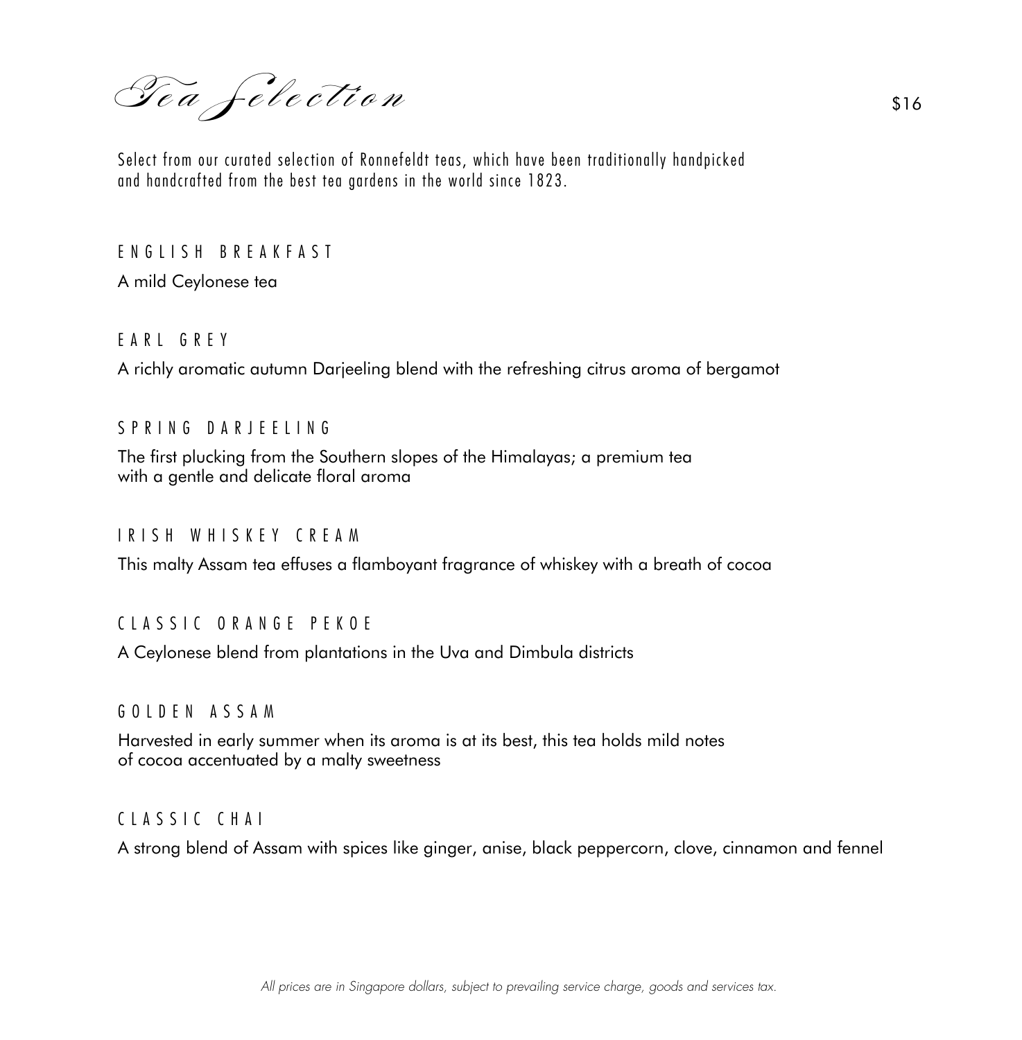# Tea Selection

$16

Select from our curated selection of Ronnefeldt teas, which have been traditionally handpicked and handcrafted from the best tea gardens in the world since 1823.

### ENGLISH BREAKFAST

A mild Ceylonese tea

### EARL GREY

A richly aromatic autumn Darjeeling blend with the refreshing citrus aroma of bergamot

### SPRING DARJEELING

The first plucking from the Southern slopes of the Himalayas; a premium tea with a gentle and delicate floral aroma

### IRISH WHISKEY CREAM

This malty Assam tea effuses a flamboyant fragrance of whiskey with a breath of cocoa

### CLASSIC ORANGE PEKOE

A Ceylonese blend from plantations in the Uva and Dimbula districts

### GOLDEN ASSAM

Harvested in early summer when its aroma is at its best, this tea holds mild notes of cocoa accentuated by a malty sweetness

### CLASSIC CHAI

A strong blend of Assam with spices like ginger, anise, black peppercorn, clove, cinnamon and fennel

*All prices are in Singapore dollars, subject to prevailing service charge, goods and services tax.*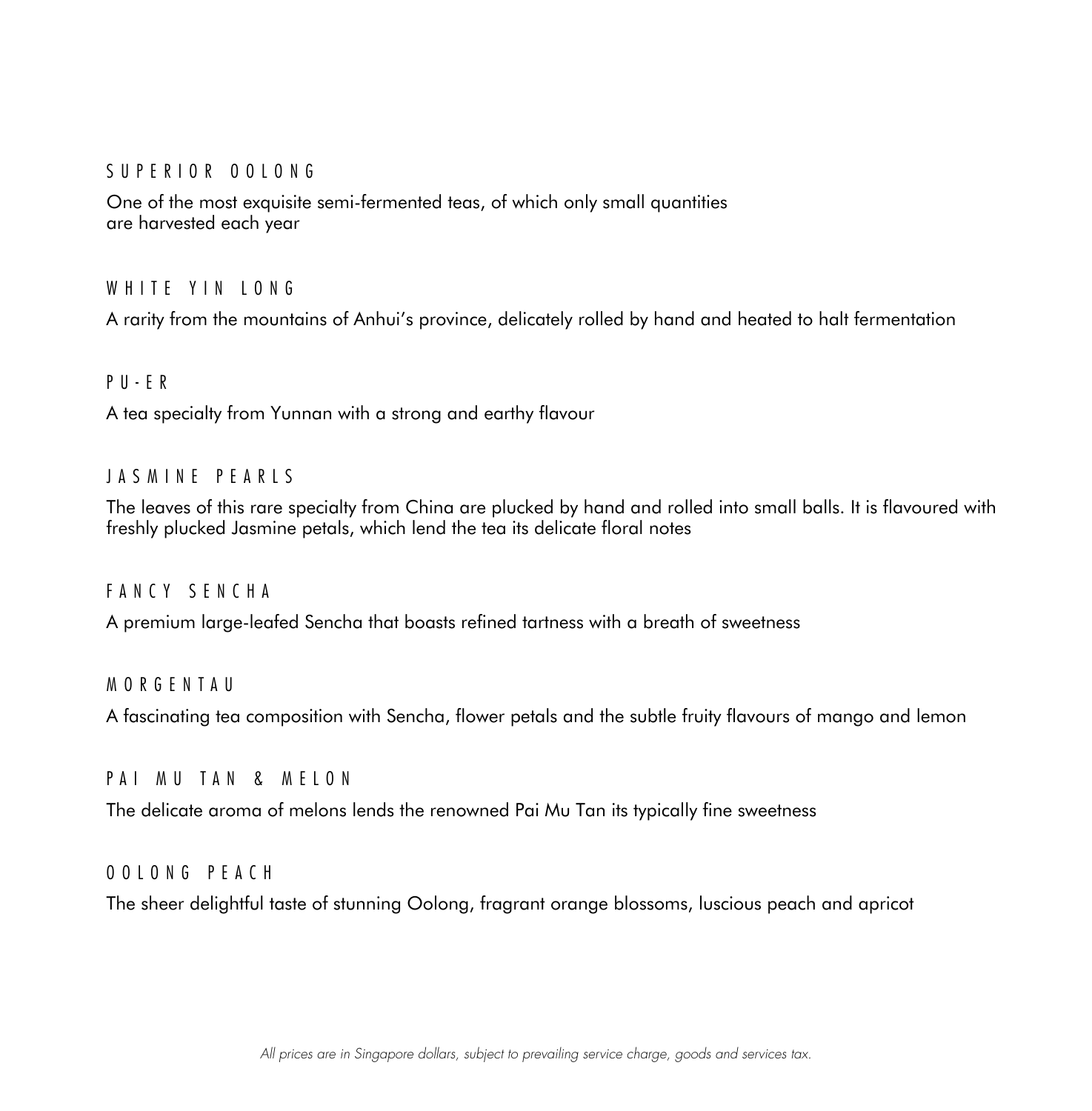### SUPERIOR OOLONG

One of the most exquisite semi-fermented teas, of which only small quantities are harvested each year

### WHITE YIN LONG

A rarity from the mountains of Anhui's province, delicately rolled by hand and heated to halt fermentation

### PU-ER

A tea specialty from Yunnan with a strong and earthy flavour

### JASMINE PEARLS

The leaves of this rare specialty from China are plucked by hand and rolled into small balls. It is flavoured with freshly plucked Jasmine petals, which lend the tea its delicate floral notes

### FANCY SENCHA

A premium large-leafed Sencha that boasts refined tartness with a breath of sweetness

### MORGENTAU

A fascinating tea composition with Sencha, flower petals and the subtle fruity flavours of mango and lemon

### PAI MU TAN & MELON

The delicate aroma of melons lends the renowned Pai Mu Tan its typically fine sweetness

### OOLONG PEACH

The sheer delightful taste of stunning Oolong, fragrant orange blossoms, luscious peach and apricot

*All prices are in Singapore dollars, subject to prevailing service charge, goods and services tax.*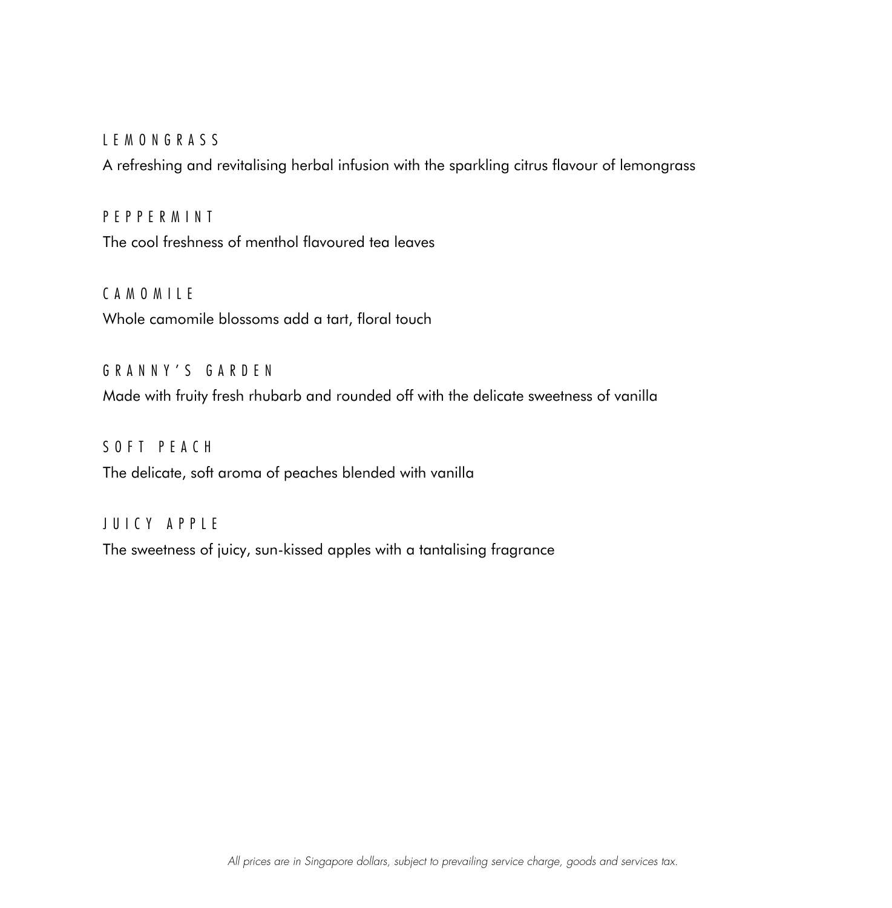### LEMONGRASS

A refreshing and revitalising herbal infusion with the sparkling citrus flavour of lemongrass

### PEPPERMINT

The cool freshness of menthol flavoured tea leaves

### CAMOMILE

Whole camomile blossoms add a tart, floral touch

### GRANNY'S GARDEN

Made with fruity fresh rhubarb and rounded off with the delicate sweetness of vanilla

### SOFT PEACH

The delicate, soft aroma of peaches blended with vanilla

### JUICY APPLE

The sweetness of juicy, sun-kissed apples with a tantalising fragrance

*All prices are in Singapore dollars, subject to prevailing service charge, goods and services tax.*